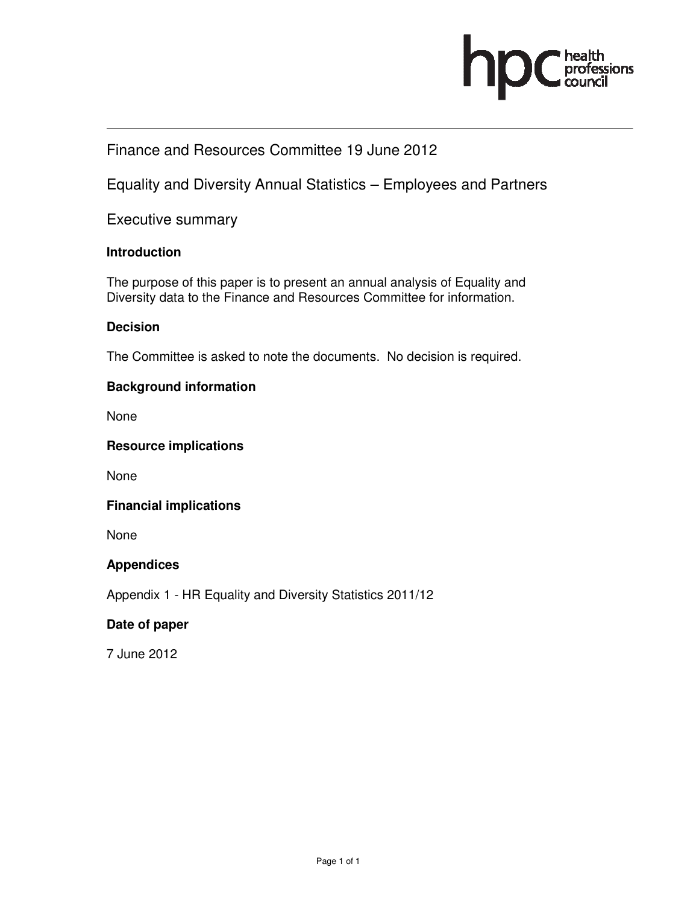hpc health professions council

# Finance and Resources Committee 19 June 2012

## Equality and Diversity Annual Statistics – Employees and Partners

## Executive summary

### Introduction

The purpose of this paper is to present an annual analysis of Equality and Diversity data to the Finance and Resources Committee for information.

### Decision

The Committee is asked to note the documents. No decision is required.

### Background information

None

### Resource implications

None

### Financial implications

None

### Appendices

Appendix 1 - HR Equality and Diversity Statistics 2011/12

### Date of paper

7 June 2012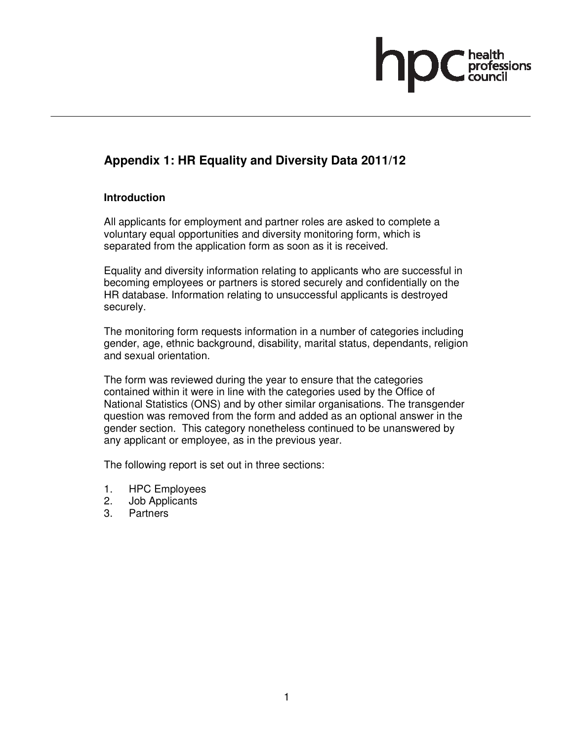# Appendix 1: HR Equality and Diversity Data 2011/12

## Introduction

All applicants for employment and partner roles are asked to complete a voluntary equal opportunities and diversity monitoring form, which is separated from the application form as soon as it is received.

Equality and diversity information relating to applicants who are successful in becoming employees or partners is stored securely and confidentially on the HR database. Information relating to unsuccessful applicants is destroyed securely.

The monitoring form requests information in a number of categories including gender, age, ethnic background, disability, marital status, dependants, religion and sexual orientation.

The form was reviewed during the year to ensure that the categories contained within it were in line with the categories used by the Office of National Statistics (ONS) and by other similar organisations. The transgender question was removed from the form and added as an optional answer in the gender section. This category nonetheless continued to be unanswered by any applicant or employee, as in the previous year.

The following report is set out in three sections:

1. HPC Employees
2. Job Applicants
3. Partners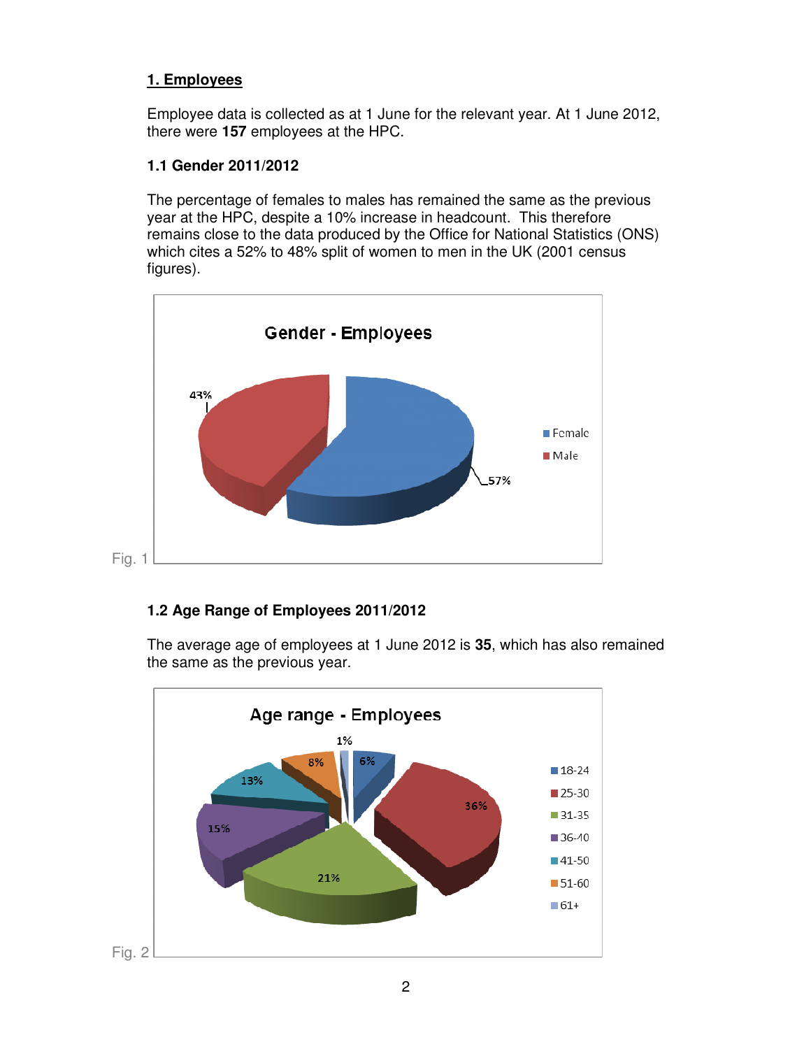## 1. Employees

Employee data is collected as at 1 June for the relevant year. At 1 June 2012, there were **157** employees at the HPC.

### 1.1 Gender 2011/2012

The percentage of females to males has remained the same as the previous year at the HPC, despite a 10% increase in headcount. This therefore remains close to the data produced by the Office for National Statistics (ONS) which cites a 52% to 48% split of women to men in the UK (2001 census figures).

Gender - Employees

43%

57%

Female

Male

Fig. 1

### 1.2 Age Range of Employees 2011/2012

The average age of employees at 1 June 2012 is **35**, which has also remained the same as the previous year.

Age range - Employees

1%

6%

8%

13%

36%

15%

21%

18-24

25-30

31-35

36-40

41-50

51-60

61+

Fig. 2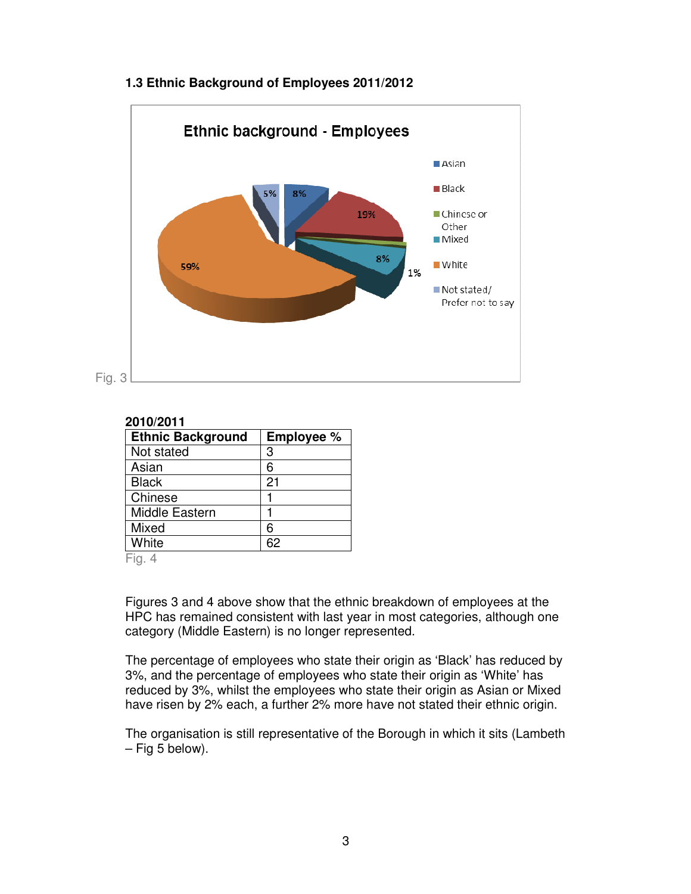### 1.3 Ethnic Background of Employees 2011/2012

Ethnic background - Employees

Asian
Black
Chinese or Other
Mixed
White
Not stated/ Prefer not to say

5%
8%
19%
8%
1%
59%

Fig. 3

**2010/2011**

| Ethnic Background | Employee % |
|---|---|
| Not stated | 3 |
| Asian | 6 |
| Black | 21 |
| Chinese | 1 |
| Middle Eastern | 1 |
| Mixed | 6 |
| White | 62 |

Fig. 4

Figures 3 and 4 above show that the ethnic breakdown of employees at the HPC has remained consistent with last year in most categories, although one category (Middle Eastern) is no longer represented.

The percentage of employees who state their origin as 'Black' has reduced by 3%, and the percentage of employees who state their origin as 'White' has reduced by 3%, whilst the employees who state their origin as Asian or Mixed have risen by 2% each, a further 2% more have not stated their ethnic origin.

The organisation is still representative of the Borough in which it sits (Lambeth – Fig 5 below).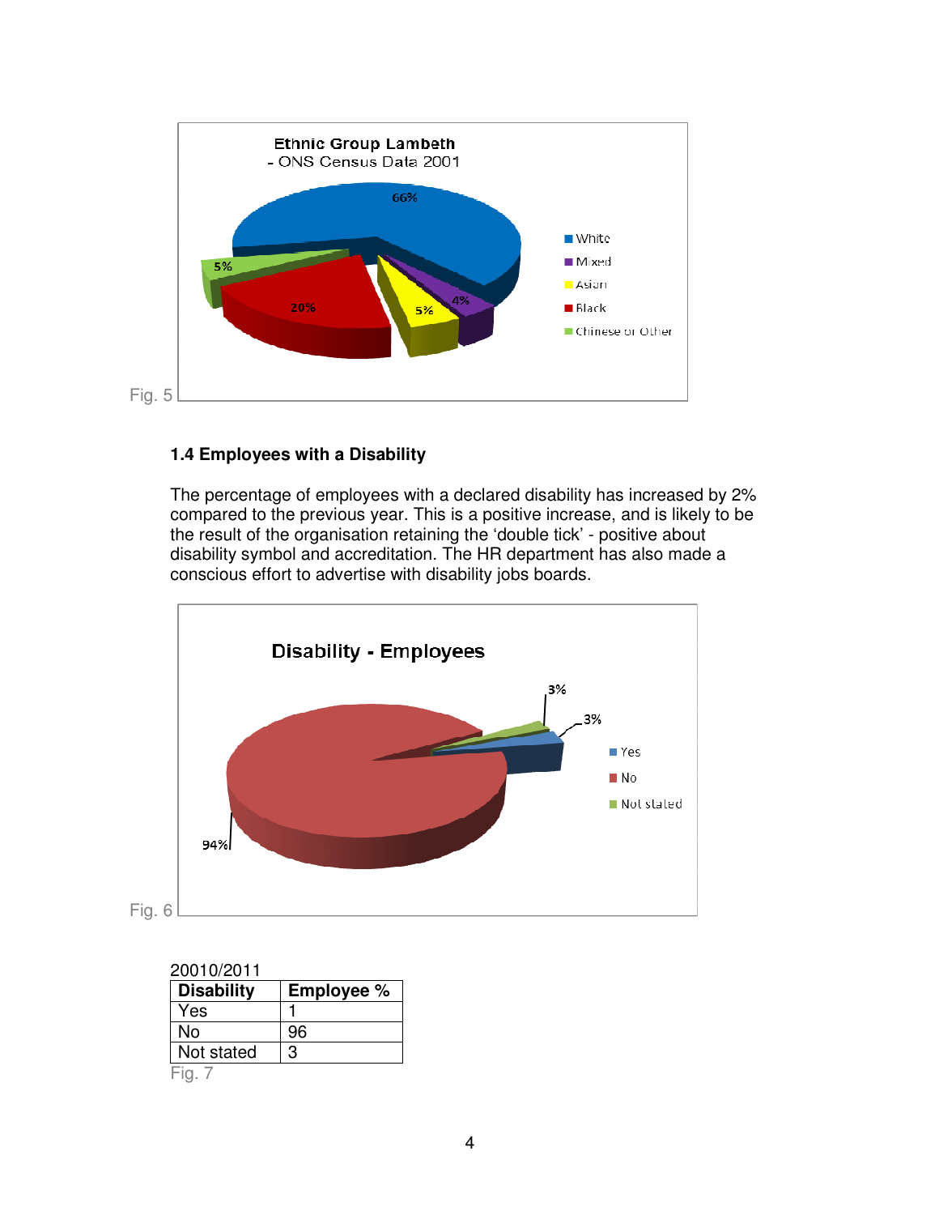Ethnic Group Lambeth
- ONS Census Data 2001

66%
5%
20%
5%
4%

White
Mixed
Asian
Black
Chinese or Other

Fig. 5

### 1.4 Employees with a Disability

The percentage of employees with a declared disability has increased by 2% compared to the previous year. This is a positive increase, and is likely to be the result of the organisation retaining the 'double tick' - positive about disability symbol and accreditation. The HR department has also made a conscious effort to advertise with disability jobs boards.

Disability - Employees

3%
3%
94%

Yes
No
Not stated

Fig. 6

20010/2011

| Disability | Employee % |
|---|---|
| Yes | 1 |
| No | 96 |
| Not stated | 3 |

Fig. 7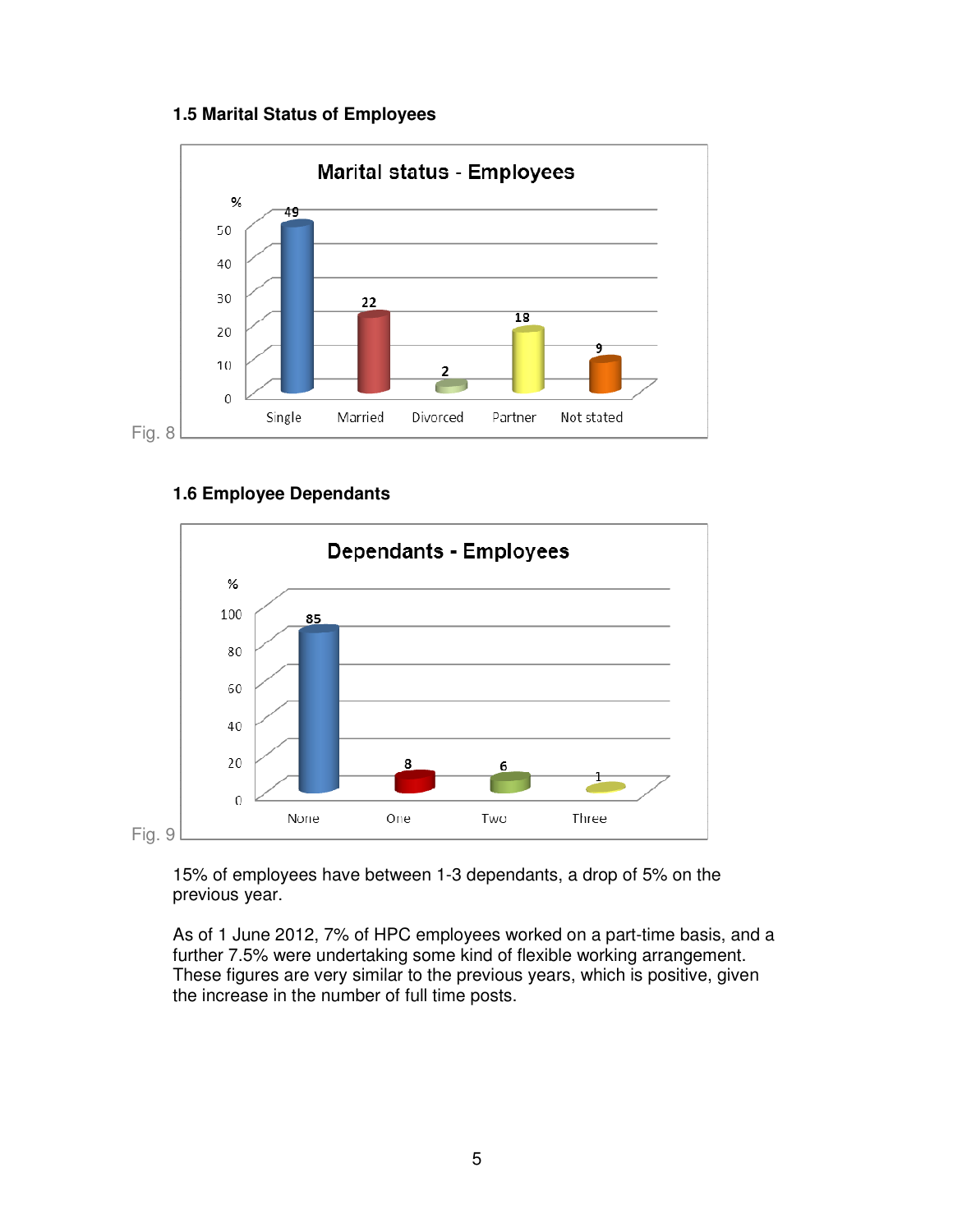### 1.5 Marital Status of Employees

Marital status - Employees

%

50
40
30
20
10
0

49
22
2
18
9

Single
Married
Divorced
Partner
Not stated

Fig. 8

### 1.6 Employee Dependants

Dependants - Employees

%

100
80
60
40
20
0

85
8
6
1

None
One
Two
Three

Fig. 9

15% of employees have between 1-3 dependants, a drop of 5% on the previous year.

As of 1 June 2012, 7% of HPC employees worked on a part-time basis, and a further 7.5% were undertaking some kind of flexible working arrangement. These figures are very similar to the previous years, which is positive, given the increase in the number of full time posts.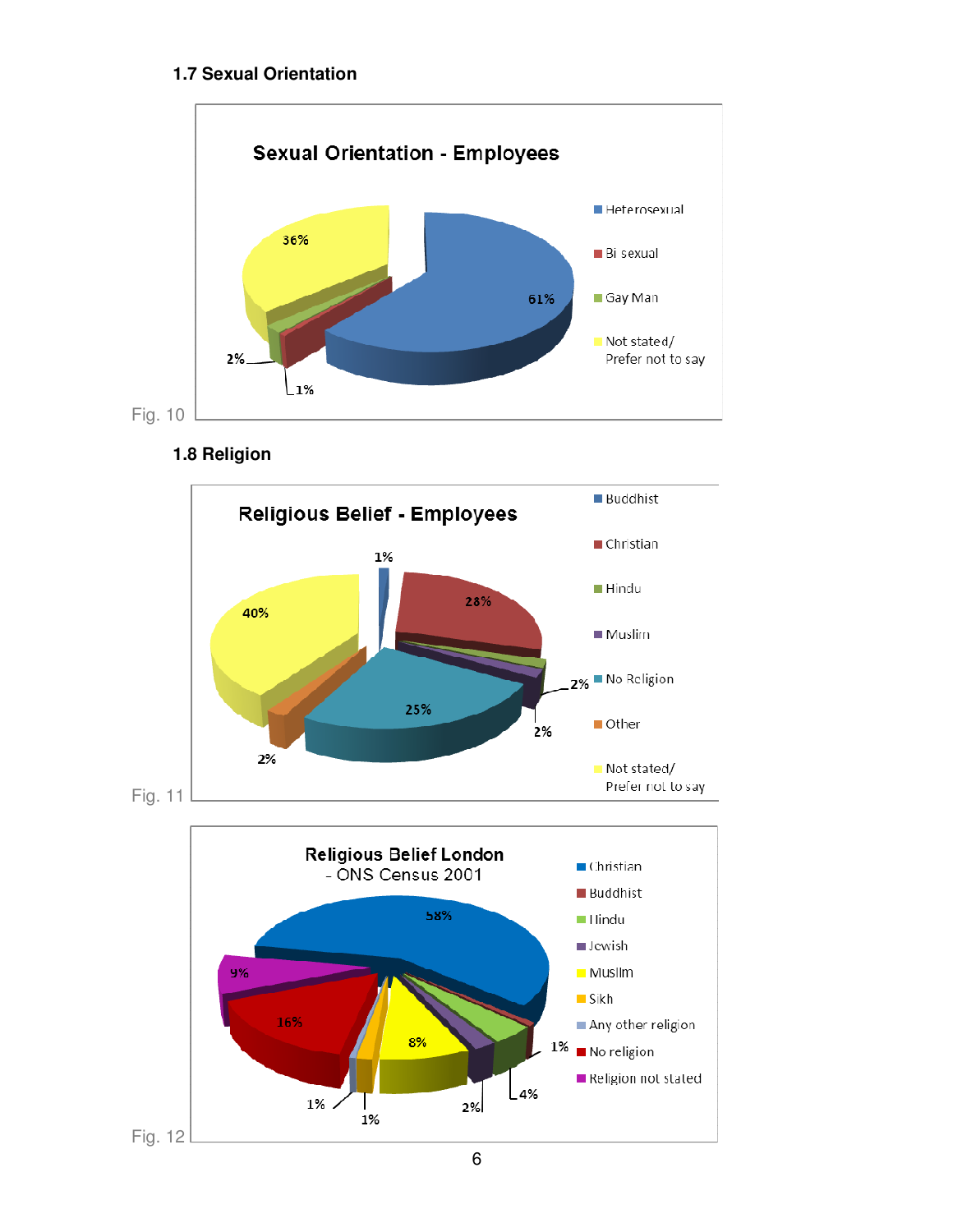### 1.7 Sexual Orientation

Sexual Orientation - Employees

36%

61%

2%

1%

Heterosexual

Bi sexual

Gay Man

Not stated/ Prefer not to say

Fig. 10

### 1.8 Religion

Religious Belief - Employees

1%

28%

40%

25%

2%

2%

2%

Buddhist

Christian

Hindu

Muslim

No Religion

Other

Not stated/ Prefer not to say

Fig. 11

Religious Belief London - ONS Census 2001

58%

9%

16%

8%

1%

1%

1%

2%

4%

Christian

Buddhist

Hindu

Jewish

Muslim

Sikh

Any other religion

No religion

Religion not stated

Fig. 12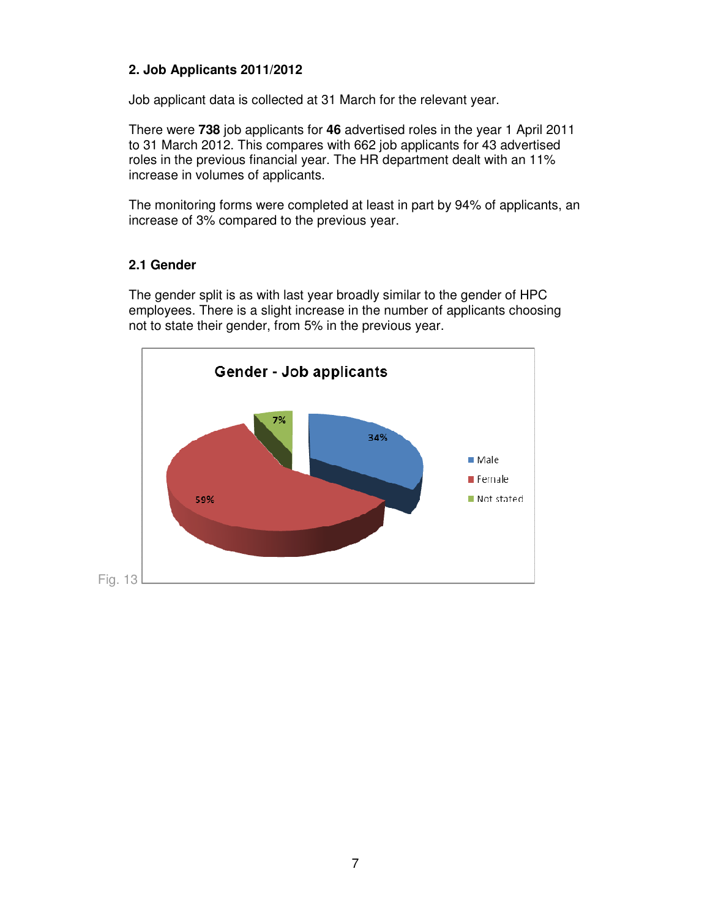## 2. Job Applicants 2011/2012

Job applicant data is collected at 31 March for the relevant year.

There were **738** job applicants for **46** advertised roles in the year 1 April 2011 to 31 March 2012. This compares with 662 job applicants for 43 advertised roles in the previous financial year. The HR department dealt with an 11% increase in volumes of applicants.

The monitoring forms were completed at least in part by 94% of applicants, an increase of 3% compared to the previous year.

### 2.1 Gender

The gender split is as with last year broadly similar to the gender of HPC employees. There is a slight increase in the number of applicants choosing not to state their gender, from 5% in the previous year.

Gender - Job applicants

7%

34%

59%

Male

Female

Not stated

Fig. 13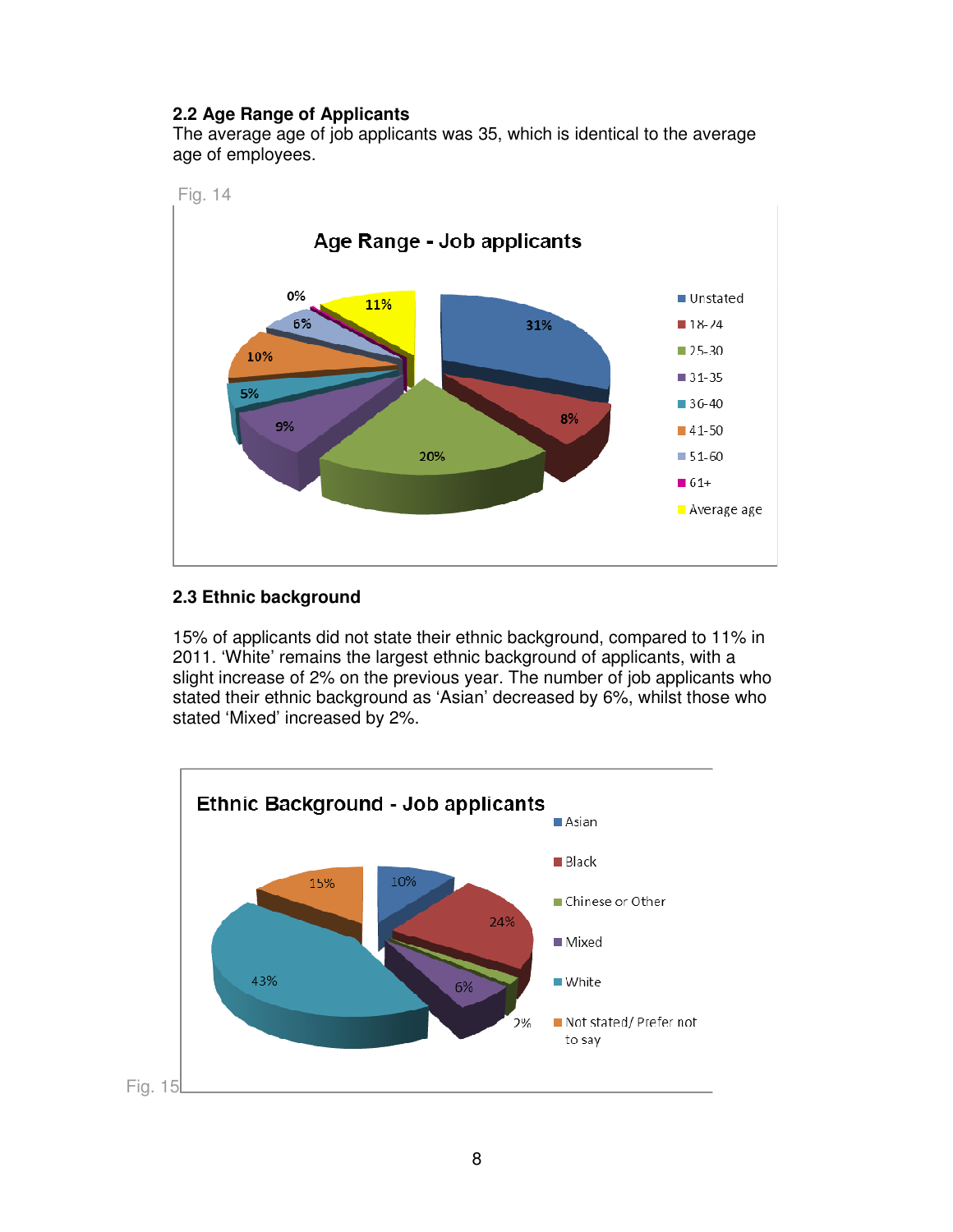### 2.2 Age Range of Applicants

The average age of job applicants was 35, which is identical to the average age of employees.

Fig. 14

Age Range - Job applicants

31%
8%
20%
9%
5%
10%
6%
0%
11%

Unstated
18-24
25-30
31-35
36-40
41-50
51-60
61+
Average age

### 2.3 Ethnic background

15% of applicants did not state their ethnic background, compared to 11% in 2011. 'White' remains the largest ethnic background of applicants, with a slight increase of 2% on the previous year. The number of job applicants who stated their ethnic background as 'Asian' decreased by 6%, whilst those who stated 'Mixed' increased by 2%.

Ethnic Background - Job applicants

10%
24%
2%
6%
43%
15%

Asian
Black
Chinese or Other
Mixed
White
Not stated/ Prefer not to say

Fig. 15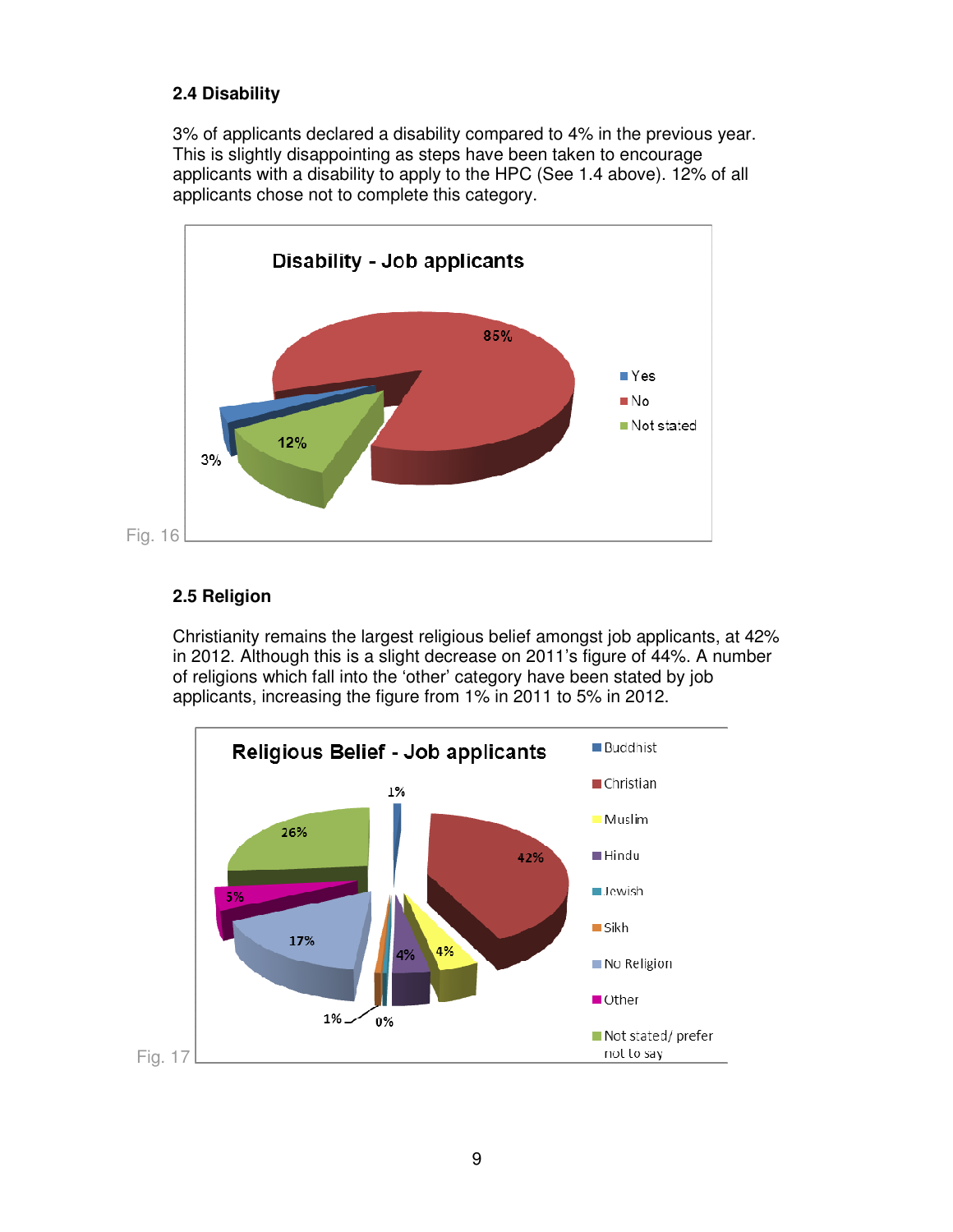### 2.4 Disability

3% of applicants declared a disability compared to 4% in the previous year. This is slightly disappointing as steps have been taken to encourage applicants with a disability to apply to the HPC (See 1.4 above). 12% of all applicants chose not to complete this category.

Fig. 16

### 2.5 Religion

Christianity remains the largest religious belief amongst job applicants, at 42% in 2012. Although this is a slight decrease on 2011's figure of 44%. A number of religions which fall into the 'other' category have been stated by job applicants, increasing the figure from 1% in 2011 to 5% in 2012.

Fig. 17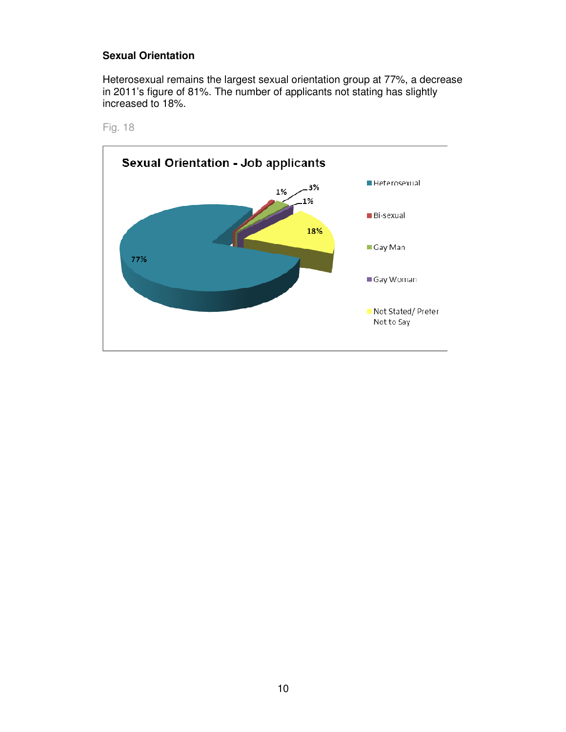**Sexual Orientation**

Heterosexual remains the largest sexual orientation group at 77%, a decrease in 2011's figure of 81%. The number of applicants not stating has slightly increased to 18%.

Fig. 18

**Sexual Orientation - Job applicants**

| Category | % |
|---|---|
| Heterosexual | 77% |
| Bi-sexual | 1% |
| Gay Man | 3% |
| Gay Woman | 1% |
| Not Stated/ Prefer Not to Say | 18% |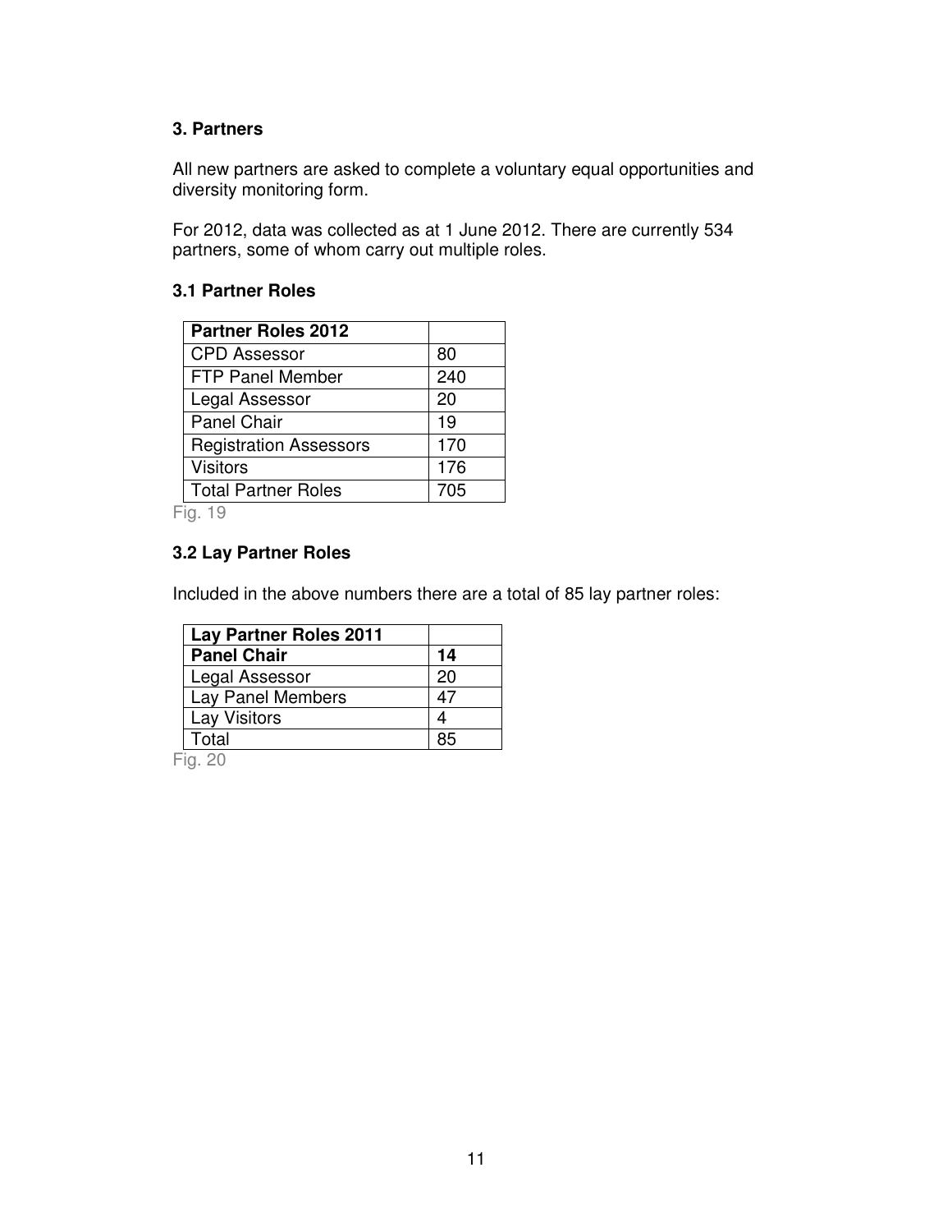## 3. Partners

All new partners are asked to complete a voluntary equal opportunities and diversity monitoring form.

For 2012, data was collected as at 1 June 2012. There are currently 534 partners, some of whom carry out multiple roles.

### 3.1 Partner Roles

| Partner Roles 2012 | |
|---|---|
| CPD Assessor | 80 |
| FTP Panel Member | 240 |
| Legal Assessor | 20 |
| Panel Chair | 19 |
| Registration Assessors | 170 |
| Visitors | 176 |
| Total Partner Roles | 705 |

Fig. 19

### 3.2 Lay Partner Roles

Included in the above numbers there are a total of 85 lay partner roles:

| Lay Partner Roles 2011 | |
|---|---|
| **Panel Chair** | **14** |
| Legal Assessor | 20 |
| Lay Panel Members | 47 |
| Lay Visitors | 4 |
| Total | 85 |

Fig. 20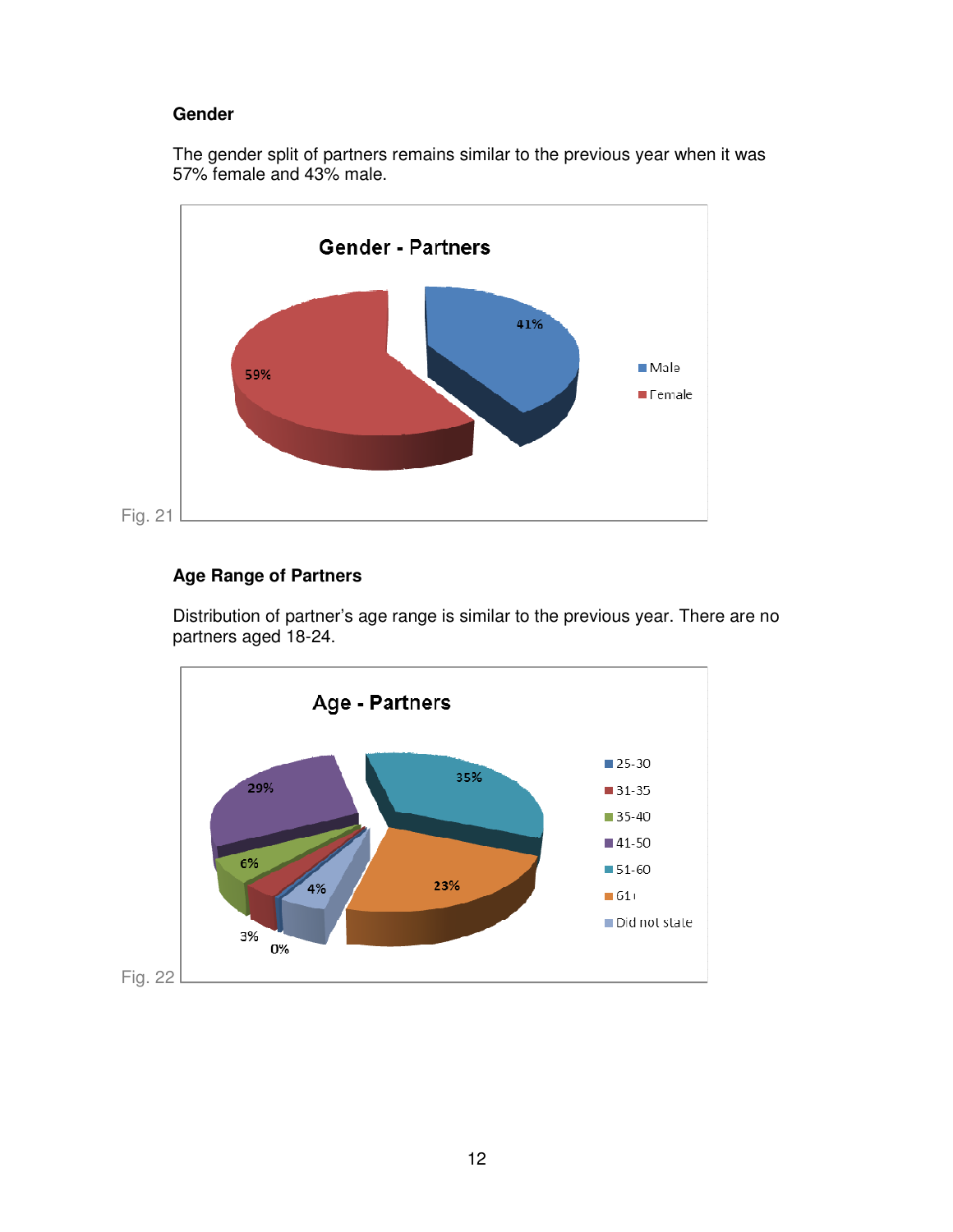**Gender**

The gender split of partners remains similar to the previous year when it was 57% female and 43% male.

Gender - Partners

41%

59%

Male

Female

Fig. 21

**Age Range of Partners**

Distribution of partner's age range is similar to the previous year. There are no partners aged 18-24.

Age - Partners

29%

35%

6%

4%

23%

3%

0%

25-30

31-35

35-40

41-50

51-60

61+

Did not state

Fig. 22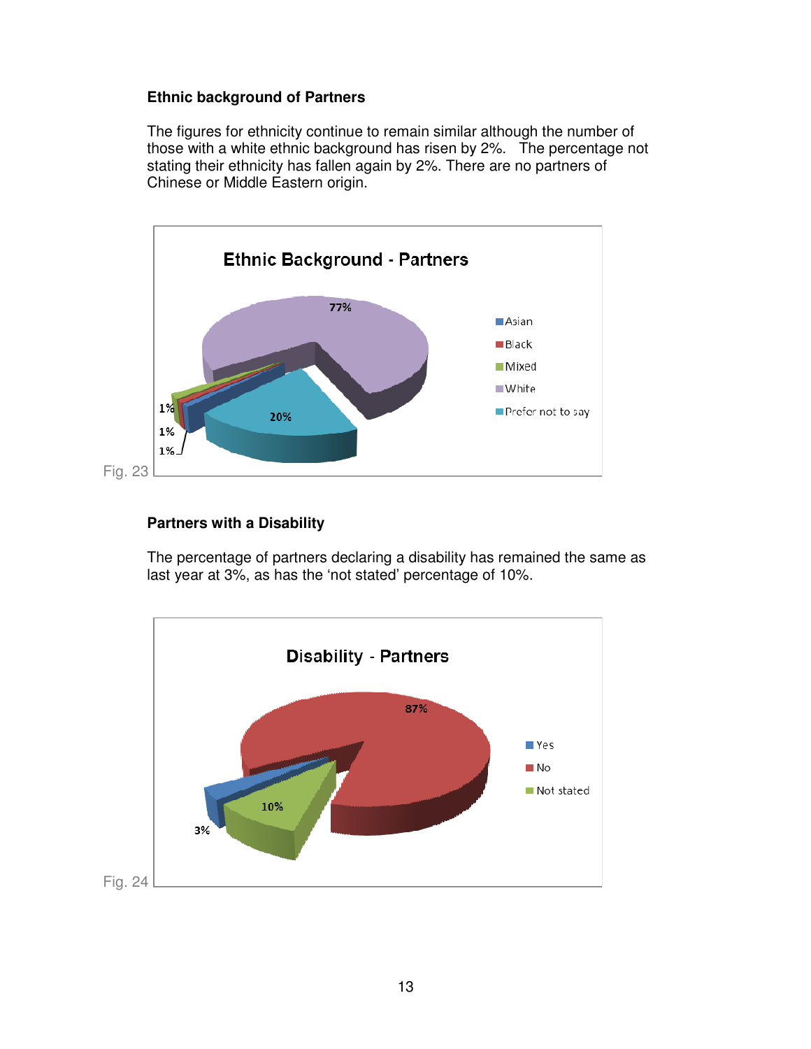**Ethnic background of Partners**

The figures for ethnicity continue to remain similar although the number of those with a white ethnic background has risen by 2%. The percentage not stating their ethnicity has fallen again by 2%. There are no partners of Chinese or Middle Eastern origin.

Fig. 23

**Partners with a Disability**

The percentage of partners declaring a disability has remained the same as last year at 3%, as has the 'not stated' percentage of 10%.

Fig. 24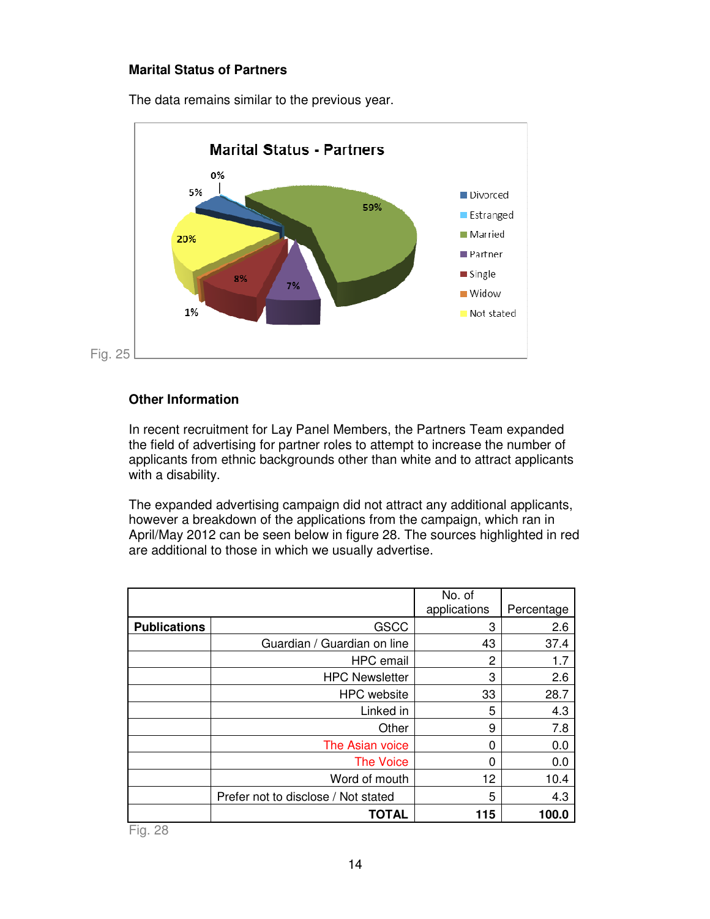### Marital Status of Partners

The data remains similar to the previous year.

Marital Status - Partners

0%
5%
59%
20%
8%
7%
1%

Divorced
Estranged
Married
Partner
Single
Widow
Not stated

Fig. 25

### Other Information

In recent recruitment for Lay Panel Members, the Partners Team expanded the field of advertising for partner roles to attempt to increase the number of applicants from ethnic backgrounds other than white and to attract applicants with a disability.

The expanded advertising campaign did not attract any additional applicants, however a breakdown of the applications from the campaign, which ran in April/May 2012 can be seen below in figure 28. The sources highlighted in red are additional to those in which we usually advertise.

| | | No. of applications | Percentage |
|---|---|---|---|
| **Publications** | GSCC | 3 | 2.6 |
| | Guardian / Guardian on line | 43 | 37.4 |
| | HPC email | 2 | 1.7 |
| | HPC Newsletter | 3 | 2.6 |
| | HPC website | 33 | 28.7 |
| | Linked in | 5 | 4.3 |
| | Other | 9 | 7.8 |
| | The Asian voice | 0 | 0.0 |
| | The Voice | 0 | 0.0 |
| | Word of mouth | 12 | 10.4 |
| | Prefer not to disclose / Not stated | 5 | 4.3 |
| | **TOTAL** | **115** | **100.0** |

Fig. 28